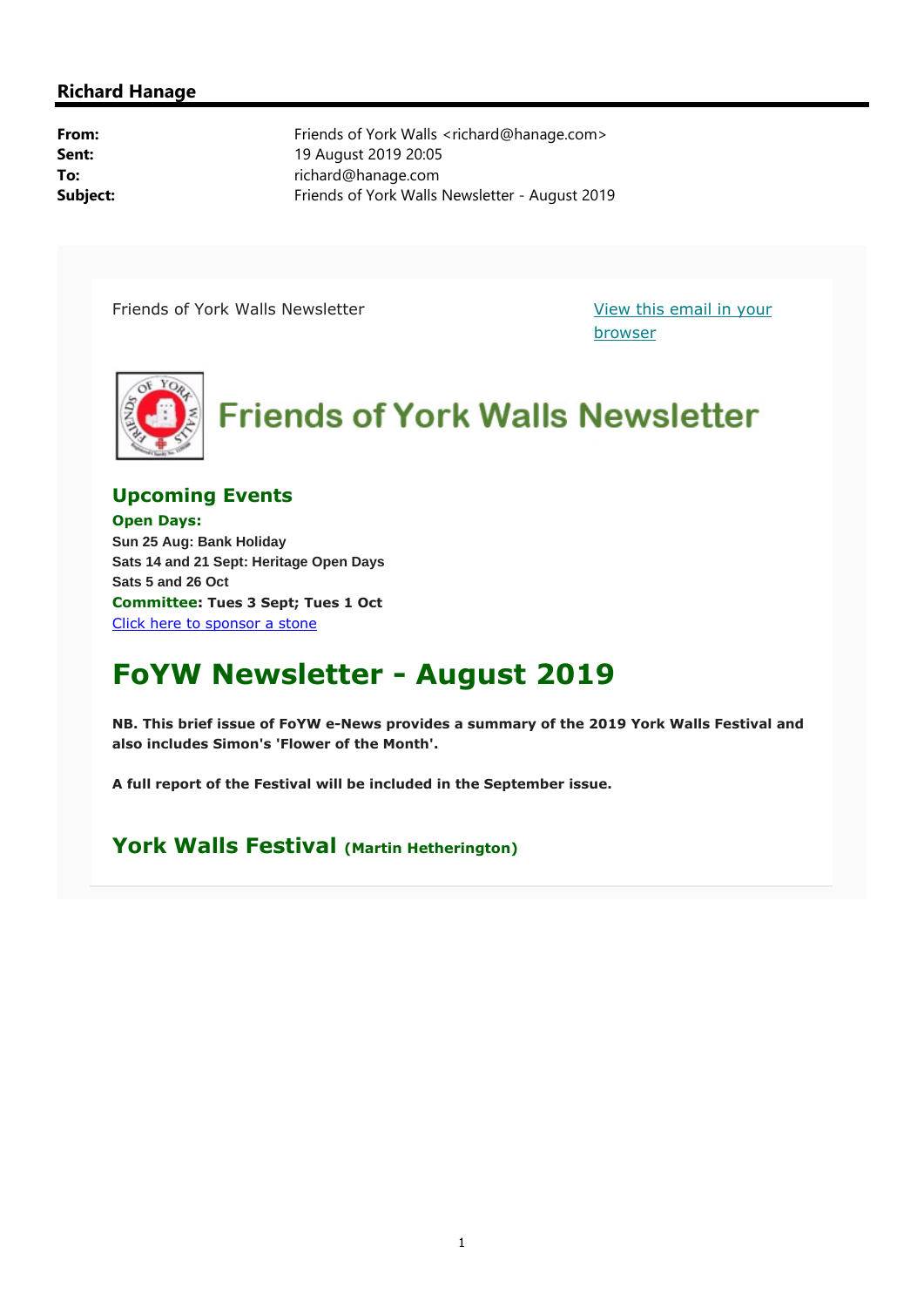**Richard Hanage**

**From:** Friends of York Walls <richard@hanage.com>
**Sent:** 19 August 2019 20:05
**To:** richard@hanage.com
**Subject:** Friends of York Walls Newsletter - August 2019

Friends of York Walls Newsletter

[View this email in your browser]

# Friends of York Walls Newsletter

## Upcoming Events

**Open Days:**

**Sun 25 Aug: Bank Holiday**
**Sats 14 and 21 Sept: Heritage Open Days**
**Sats 5 and 26 Oct**

**Committee: Tues 3 Sept; Tues 1 Oct**

[Click here to sponsor a stone]

# FoYW Newsletter - August 2019

**NB. This brief issue of FoYW e-News provides a summary of the 2019 York Walls Festival and also includes Simon's 'Flower of the Month'.**

**A full report of the Festival will be included in the September issue.**

## York Walls Festival (Martin Hetherington)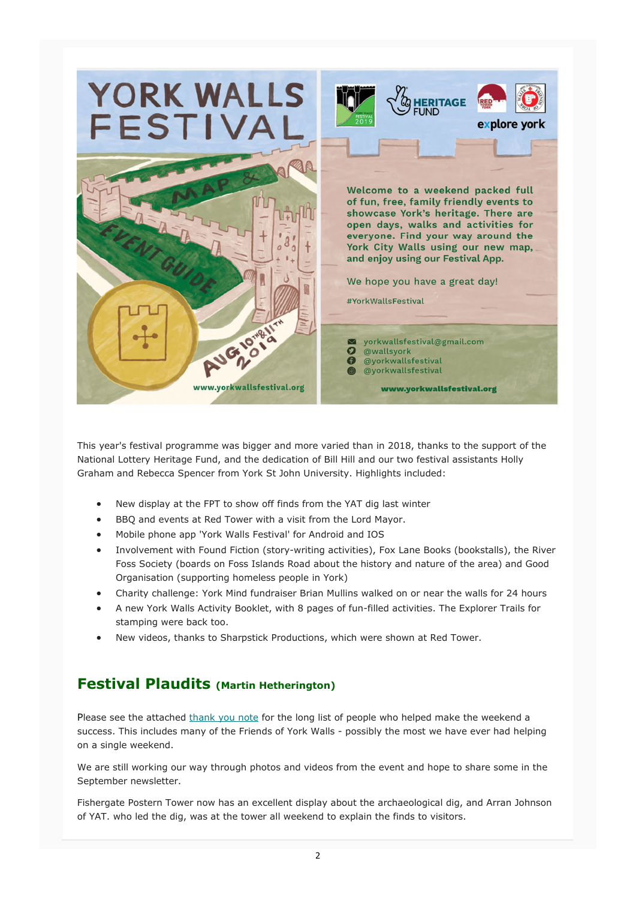YORK WALLS FESTIVAL

MAP & EVENT GUIDE

AUG 10TH & 11TH 2019

www.yorkwallsfestival.org

HERITAGE FUND

explore york

Welcome to a weekend packed full of fun, free, family friendly events to showcase York's heritage. There are open days, walks and activities for everyone. Find your way around the York City Walls using our new map, and enjoy using our Festival App.

We hope you have a great day!

#YorkWallsFestival

yorkwallsfestival@gmail.com
@wallsyork
@yorkwallsfestival
@yorkwallsfestival

www.yorkwallsfestival.org

This year's festival programme was bigger and more varied than in 2018, thanks to the support of the National Lottery Heritage Fund, and the dedication of Bill Hill and our two festival assistants Holly Graham and Rebecca Spencer from York St John University. Highlights included:

- New display at the FPT to show off finds from the YAT dig last winter
- BBQ and events at Red Tower with a visit from the Lord Mayor.
- Mobile phone app 'York Walls Festival' for Android and IOS
- Involvement with Found Fiction (story-writing activities), Fox Lane Books (bookstalls), the River Foss Society (boards on Foss Islands Road about the history and nature of the area) and Good Organisation (supporting homeless people in York)
- Charity challenge: York Mind fundraiser Brian Mullins walked on or near the walls for 24 hours
- A new York Walls Activity Booklet, with 8 pages of fun-filled activities. The Explorer Trails for stamping were back too.
- New videos, thanks to Sharpstick Productions, which were shown at Red Tower.

## Festival Plaudits (Martin Hetherington)

Please see the attached thank you note for the long list of people who helped make the weekend a success. This includes many of the Friends of York Walls - possibly the most we have ever had helping on a single weekend.

We are still working our way through photos and videos from the event and hope to share some in the September newsletter.

Fishergate Postern Tower now has an excellent display about the archaeological dig, and Arran Johnson of YAT. who led the dig, was at the tower all weekend to explain the finds to visitors.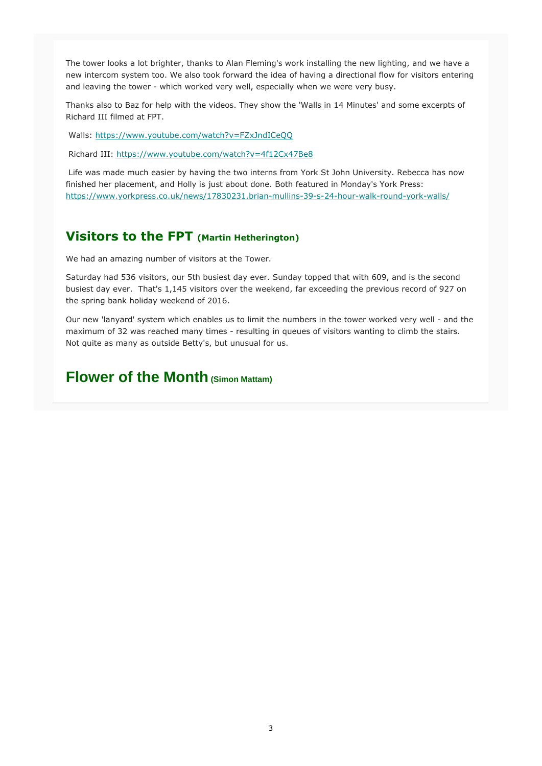The tower looks a lot brighter, thanks to Alan Fleming's work installing the new lighting, and we have a new intercom system too. We also took forward the idea of having a directional flow for visitors entering and leaving the tower - which worked very well, especially when we were very busy.

Thanks also to Baz for help with the videos. They show the 'Walls in 14 Minutes' and some excerpts of Richard III filmed at FPT.

Walls: https://www.youtube.com/watch?v=FZxJndICeQQ

Richard III: https://www.youtube.com/watch?v=4f12Cx47Be8

Life was made much easier by having the two interns from York St John University. Rebecca has now finished her placement, and Holly is just about done. Both featured in Monday's York Press: https://www.yorkpress.co.uk/news/17830231.brian-mullins-39-s-24-hour-walk-round-york-walls/

## Visitors to the FPT (Martin Hetherington)

We had an amazing number of visitors at the Tower.

Saturday had 536 visitors, our 5th busiest day ever. Sunday topped that with 609, and is the second busiest day ever. That's 1,145 visitors over the weekend, far exceeding the previous record of 927 on the spring bank holiday weekend of 2016.

Our new 'lanyard' system which enables us to limit the numbers in the tower worked very well - and the maximum of 32 was reached many times - resulting in queues of visitors wanting to climb the stairs. Not quite as many as outside Betty's, but unusual for us.

## Flower of the Month (Simon Mattam)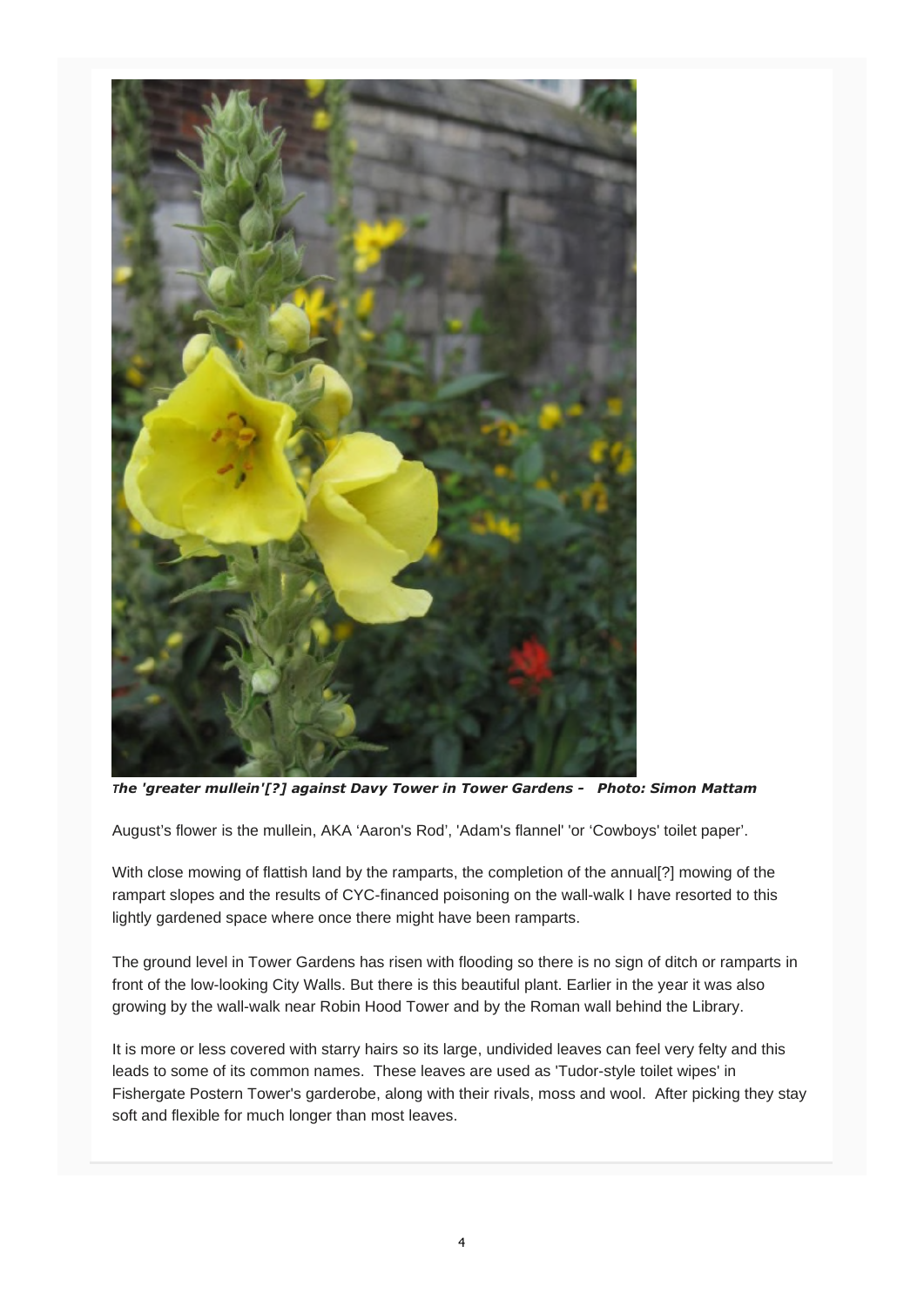***The 'greater mullein'[?] against Davy Tower in Tower Gardens - Photo: Simon Mattam***

August's flower is the mullein, AKA 'Aaron's Rod', 'Adam's flannel' 'or 'Cowboys' toilet paper'.

With close mowing of flattish land by the ramparts, the completion of the annual[?] mowing of the rampart slopes and the results of CYC-financed poisoning on the wall-walk I have resorted to this lightly gardened space where once there might have been ramparts.

The ground level in Tower Gardens has risen with flooding so there is no sign of ditch or ramparts in front of the low-looking City Walls. But there is this beautiful plant. Earlier in the year it was also growing by the wall-walk near Robin Hood Tower and by the Roman wall behind the Library.

It is more or less covered with starry hairs so its large, undivided leaves can feel very felty and this leads to some of its common names. These leaves are used as 'Tudor-style toilet wipes' in Fishergate Postern Tower's garderobe, along with their rivals, moss and wool. After picking they stay soft and flexible for much longer than most leaves.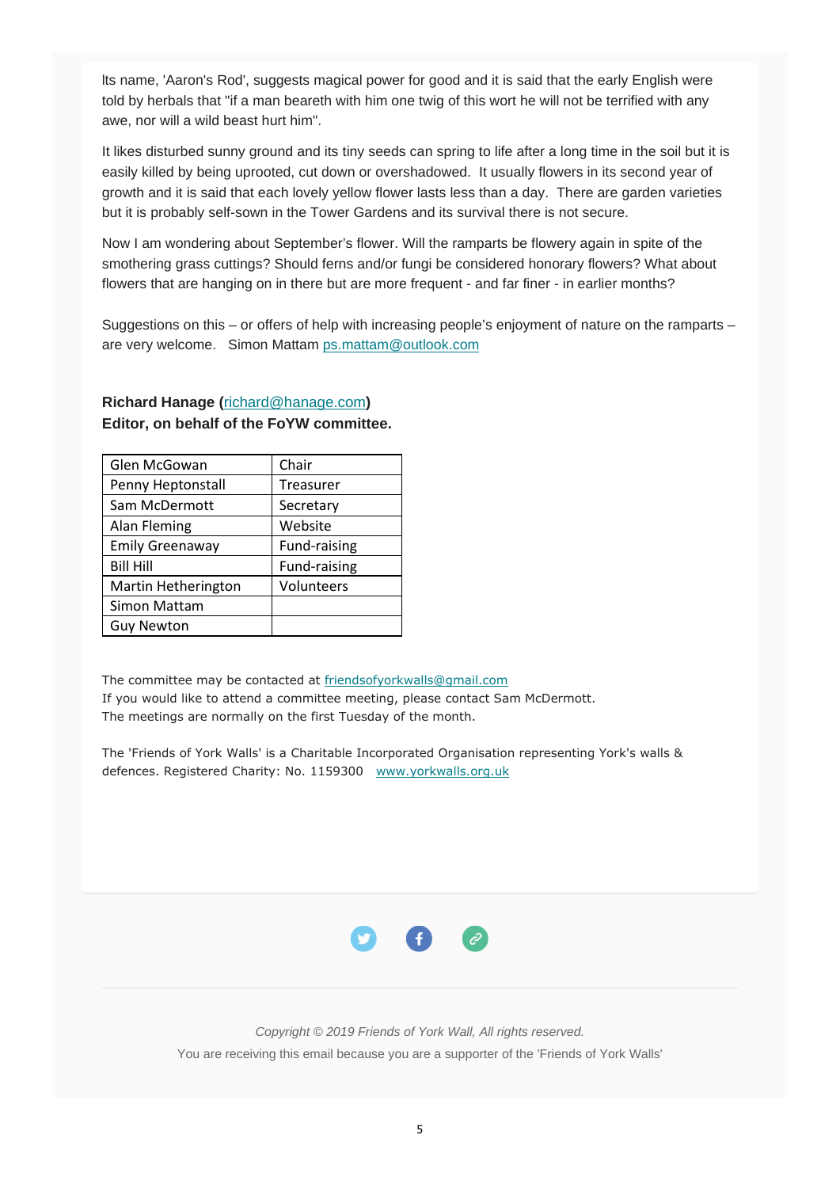Its name, 'Aaron's Rod', suggests magical power for good and it is said that the early English were told by herbals that "if a man beareth with him one twig of this wort he will not be terrified with any awe, nor will a wild beast hurt him".

It likes disturbed sunny ground and its tiny seeds can spring to life after a long time in the soil but it is easily killed by being uprooted, cut down or overshadowed. It usually flowers in its second year of growth and it is said that each lovely yellow flower lasts less than a day. There are garden varieties but it is probably self-sown in the Tower Gardens and its survival there is not secure.

Now I am wondering about September's flower. Will the ramparts be flowery again in spite of the smothering grass cuttings? Should ferns and/or fungi be considered honorary flowers? What about flowers that are hanging on in there but are more frequent - and far finer - in earlier months?

Suggestions on this – or offers of help with increasing people's enjoyment of nature on the ramparts – are very welcome. Simon Mattam ps.mattam@outlook.com

**Richard Hanage (richard@hanage.com)**
**Editor, on behalf of the FoYW committee.**

| | |
|---|---|
| Glen McGowan | Chair |
| Penny Heptonstall | Treasurer |
| Sam McDermott | Secretary |
| Alan Fleming | Website |
| Emily Greenaway | Fund-raising |
| Bill Hill | Fund-raising |
| Martin Hetherington | Volunteers |
| Simon Mattam | |
| Guy Newton | |

The committee may be contacted at friendsofyorkwalls@gmail.com
If you would like to attend a committee meeting, please contact Sam McDermott.
The meetings are normally on the first Tuesday of the month.

The 'Friends of York Walls' is a Charitable Incorporated Organisation representing York's walls & defences. Registered Charity: No. 1159300 www.yorkwalls.org.uk

*Copyright © 2019 Friends of York Wall, All rights reserved.*

You are receiving this email because you are a supporter of the 'Friends of York Walls'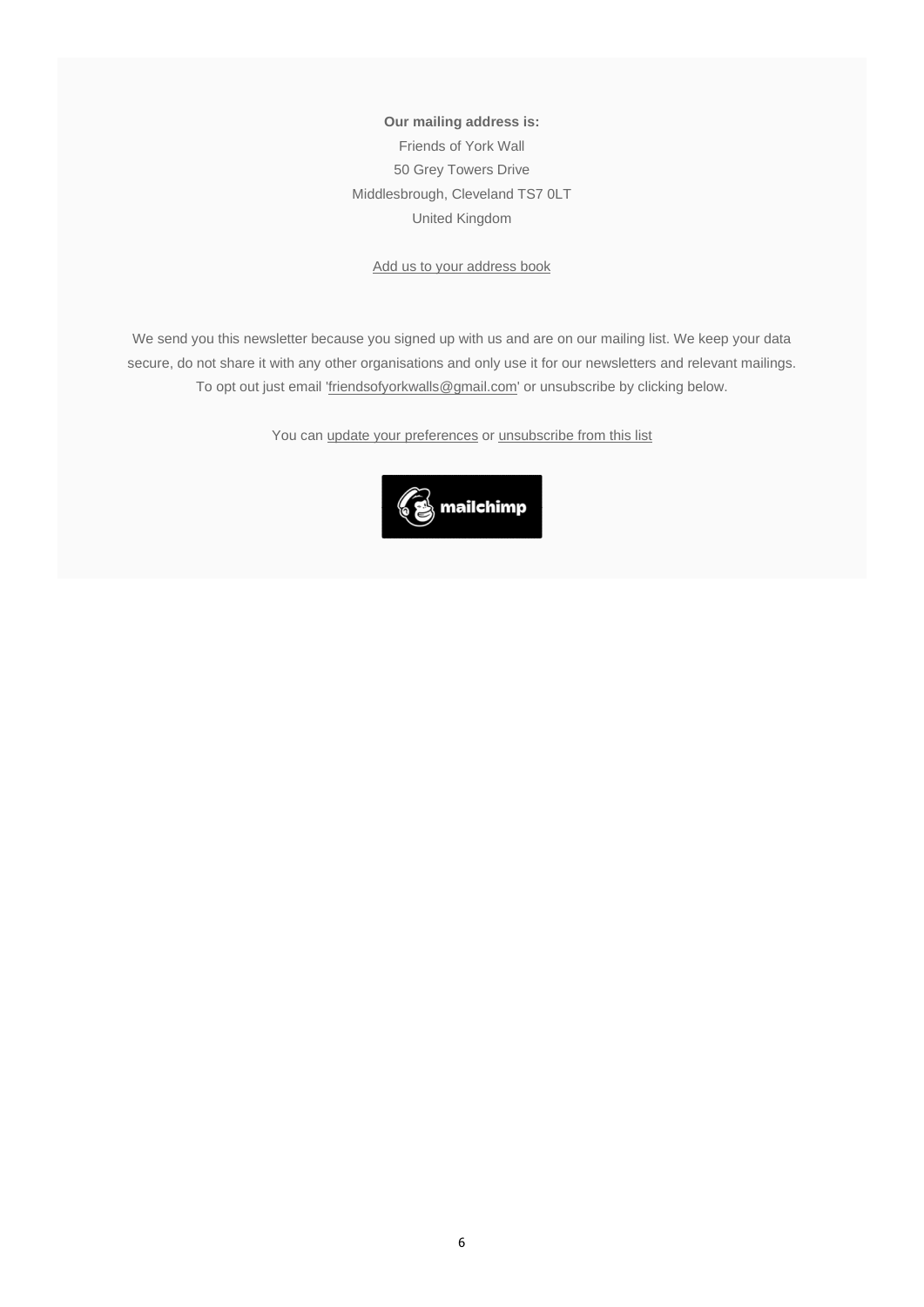**Our mailing address is:**

Friends of York Wall
50 Grey Towers Drive
Middlesbrough, Cleveland TS7 0LT
United Kingdom

Add us to your address book

We send you this newsletter because you signed up with us and are on our mailing list. We keep your data secure, do not share it with any other organisations and only use it for our newsletters and relevant mailings. To opt out just email 'friendsofyorkwalls@gmail.com' or unsubscribe by clicking below.

You can update your preferences or unsubscribe from this list

mailchimp